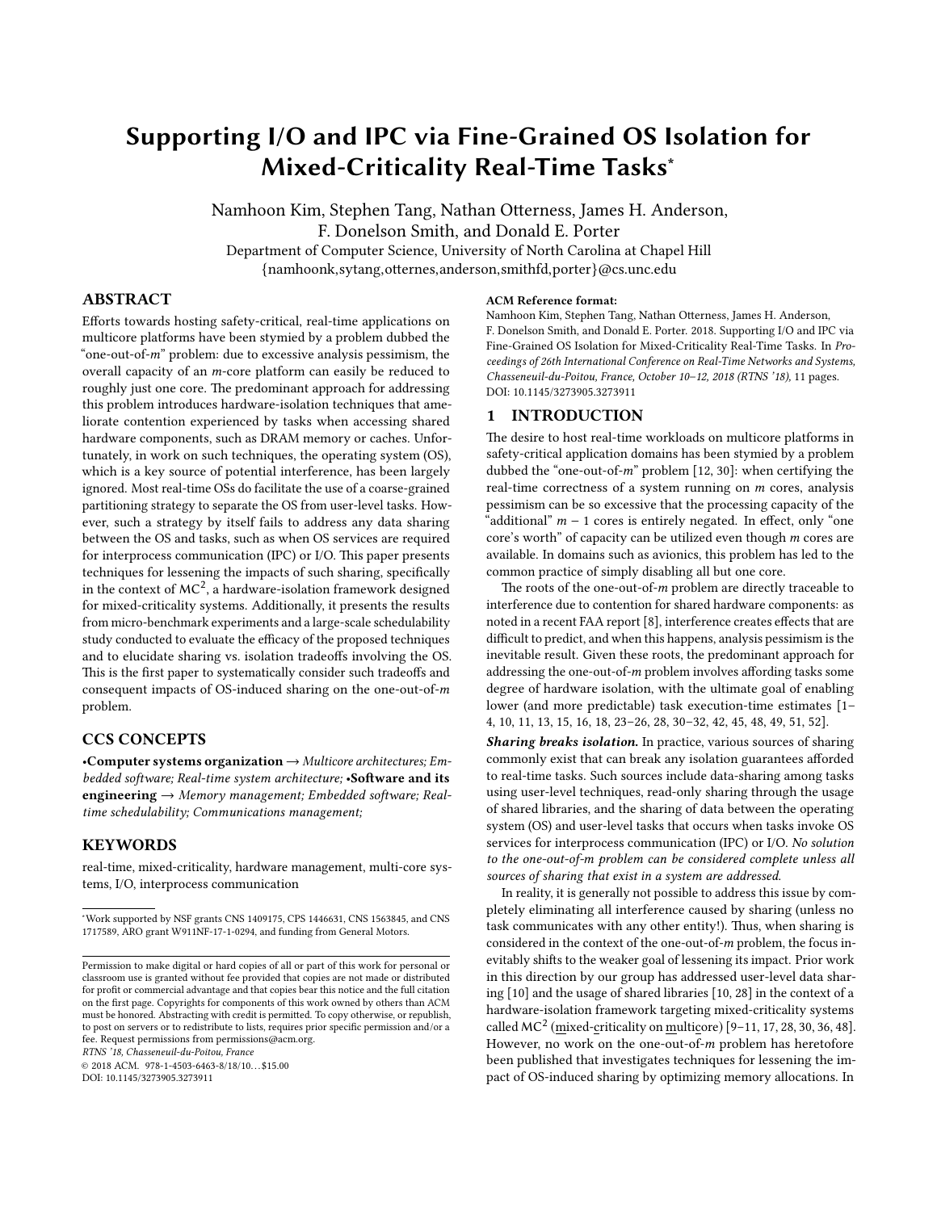# Supporting I/O and IPC via Fine-Grained OS Isolation for Mixed-Criticality Real-Time Tasks*

Namhoon Kim, Stephen Tang, Nathan Otterness, James H. Anderson, F. Donelson Smith, and Donald E. Porter

Department of Computer Science, University of North Carolina at Chapel Hill

{namhoonk,sytang,otternes,anderson,smithfd,porter}@cs.unc.edu

## ABSTRACT

Efforts towards hosting safety-critical, real-time applications on multicore platforms have been stymied by a problem dubbed the "one-out-of-$m$" problem: due to excessive analysis pessimism, the overall capacity of an $m$-core platform can easily be reduced to roughly just one core. The predominant approach for addressing this problem introduces hardware-isolation techniques that ameliorate contention experienced by tasks when accessing shared hardware components, such as DRAM memory or caches. Unfortunately, in work on such techniques, the operating system (OS), which is a key source of potential interference, has been largely ignored. Most real-time OSs do facilitate the use of a coarse-grained partitioning strategy to separate the OS from user-level tasks. However, such a strategy by itself fails to address any data sharing between the OS and tasks, such as when OS services are required for interprocess communication (IPC) or I/O. This paper presents techniques for lessening the impacts of such sharing, specifically in the context of $MC^2$, a hardware-isolation framework designed for mixed-criticality systems. Additionally, it presents the results from micro-benchmark experiments and a large-scale schedulability study conducted to evaluate the efficacy of the proposed techniques and to elucidate sharing vs. isolation tradeoffs involving the OS. This is the first paper to systematically consider such tradeoffs and consequent impacts of OS-induced sharing on the one-out-of-$m$ problem.

## CCS CONCEPTS

•**Computer systems organization** → *Multicore architectures; Embedded software; Real-time system architecture;* •**Software and its engineering** → *Memory management; Embedded software; Real-time schedulability; Communications management;*

## KEYWORDS

real-time, mixed-criticality, hardware management, multi-core systems, I/O, interprocess communication

*Work supported by NSF grants CNS 1409175, CPS 1446631, CNS 1563845, and CNS 1717589, ARO grant W911NF-17-1-0294, and funding from General Motors.

Permission to make digital or hard copies of all or part of this work for personal or classroom use is granted without fee provided that copies are not made or distributed for profit or commercial advantage and that copies bear this notice and the full citation on the first page. Copyrights for components of this work owned by others than ACM must be honored. Abstracting with credit is permitted. To copy otherwise, or republish, to post on servers or to redistribute to lists, requires prior specific permission and/or a fee. Request permissions from permissions@acm.org.
*RTNS '18, Chasseneuil-du-Poitou, France*
© 2018 ACM. 978-1-4503-6463-8/18/10...$15.00
DOI: 10.1145/3273905.3273911

**ACM Reference format:**
Namhoon Kim, Stephen Tang, Nathan Otterness, James H. Anderson, F. Donelson Smith, and Donald E. Porter. 2018. Supporting I/O and IPC via Fine-Grained OS Isolation for Mixed-Criticality Real-Time Tasks. In *Proceedings of 26th International Conference on Real-Time Networks and Systems, Chasseneuil-du-Poitou, France, October 10–12, 2018 (RTNS '18),* 11 pages. DOI: 10.1145/3273905.3273911

## 1 INTRODUCTION

The desire to host real-time workloads on multicore platforms in safety-critical application domains has been stymied by a problem dubbed the "one-out-of-$m$" problem [12, 30]: when certifying the real-time correctness of a system running on $m$ cores, analysis pessimism can be so excessive that the processing capacity of the "additional" $m - 1$ cores is entirely negated. In effect, only "one core's worth" of capacity can be utilized even though $m$ cores are available. In domains such as avionics, this problem has led to the common practice of simply disabling all but one core.

The roots of the one-out-of-$m$ problem are directly traceable to interference due to contention for shared hardware components: as noted in a recent FAA report [8], interference creates effects that are difficult to predict, and when this happens, analysis pessimism is the inevitable result. Given these roots, the predominant approach for addressing the one-out-of-$m$ problem involves affording tasks some degree of hardware isolation, with the ultimate goal of enabling lower (and more predictable) task execution-time estimates [1–4, 10, 11, 13, 15, 16, 18, 23–26, 28, 30–32, 42, 45, 48, 49, 51, 52].

***Sharing breaks isolation.*** In practice, various sources of sharing commonly exist that can break any isolation guarantees afforded to real-time tasks. Such sources include data-sharing among tasks using user-level techniques, read-only sharing through the usage of shared libraries, and the sharing of data between the operating system (OS) and user-level tasks that occurs when tasks invoke OS services for interprocess communication (IPC) or I/O. *No solution to the one-out-of-m problem can be considered complete unless all sources of sharing that exist in a system are addressed.*

In reality, it is generally not possible to address this issue by completely eliminating all interference caused by sharing (unless no task communicates with any other entity!). Thus, when sharing is considered in the context of the one-out-of-$m$ problem, the focus inevitably shifts to the weaker goal of lessening its impact. Prior work in this direction by our group has addressed user-level data sharing [10] and the usage of shared libraries [10, 28] in the context of a hardware-isolation framework targeting mixed-criticality systems called $MC^2$ (mixed-criticality on multicore) [9–11, 17, 28, 30, 36, 48]. However, no work on the one-out-of-$m$ problem has heretofore been published that investigates techniques for lessening the impact of OS-induced sharing by optimizing memory allocations. In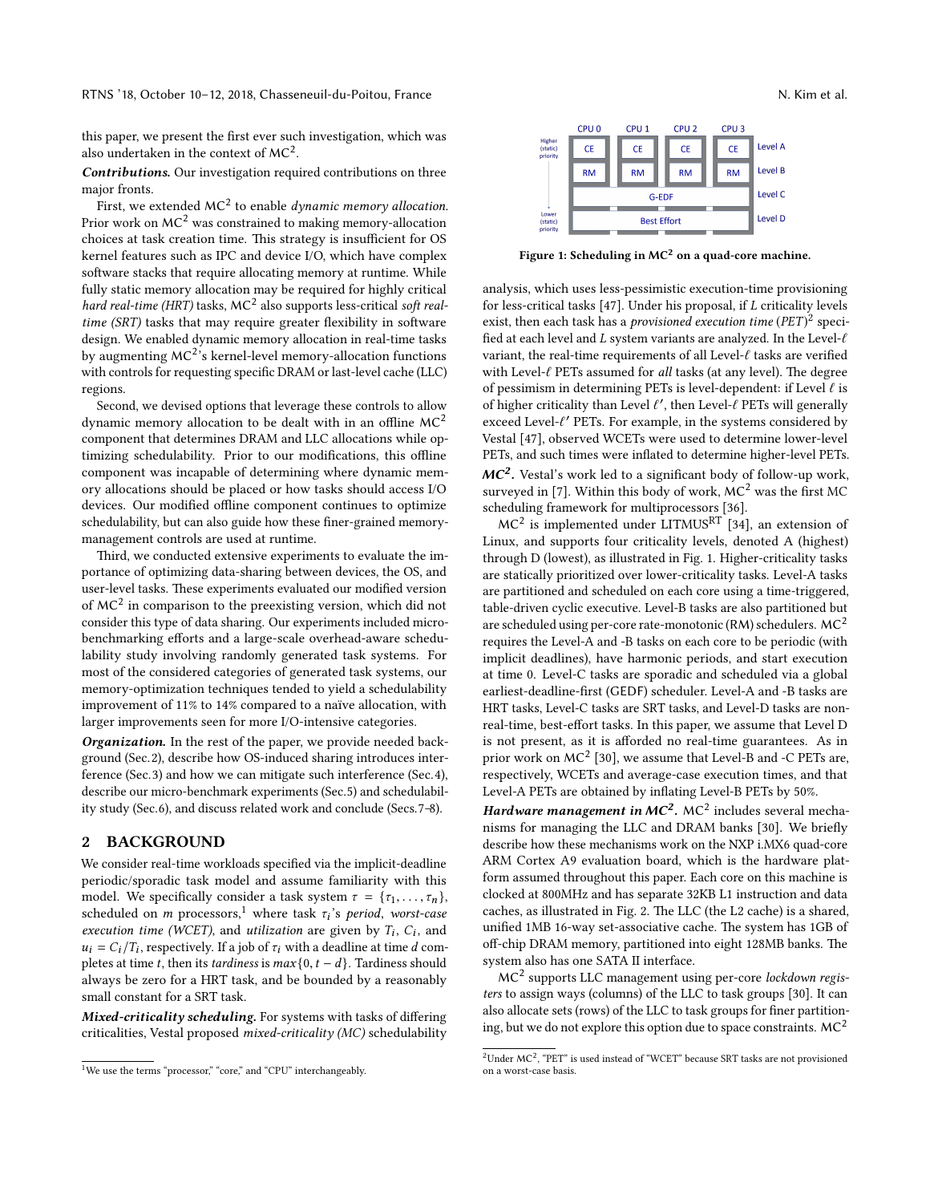this paper, we present the first ever such investigation, which was also undertaken in the context of MC$^2$.

***Contributions.*** Our investigation required contributions on three major fronts.

First, we extended MC$^2$ to enable *dynamic memory allocation*. Prior work on MC$^2$ was constrained to making memory-allocation choices at task creation time. This strategy is insufficient for OS kernel features such as IPC and device I/O, which have complex software stacks that require allocating memory at runtime. While fully static memory allocation may be required for highly critical *hard real-time (HRT)* tasks, MC$^2$ also supports less-critical *soft real-time (SRT)* tasks that may require greater flexibility in software design. We enabled dynamic memory allocation in real-time tasks by augmenting MC$^2$'s kernel-level memory-allocation functions with controls for requesting specific DRAM or last-level cache (LLC) regions.

Second, we devised options that leverage these controls to allow dynamic memory allocation to be dealt with in an offline MC$^2$ component that determines DRAM and LLC allocations while optimizing schedulability. Prior to our modifications, this offline component was incapable of determining where dynamic memory allocations should be placed or how tasks should access I/O devices. Our modified offline component continues to optimize schedulability, but can also guide how these finer-grained memory-management controls are used at runtime.

Third, we conducted extensive experiments to evaluate the importance of optimizing data-sharing between devices, the OS, and user-level tasks. These experiments evaluated our modified version of MC$^2$ in comparison to the preexisting version, which did not consider this type of data sharing. Our experiments included micro-benchmarking efforts and a large-scale overhead-aware schedulability study involving randomly generated task systems. For most of the considered categories of generated task systems, our memory-optimization techniques tended to yield a schedulability improvement of 11% to 14% compared to a naïve allocation, with larger improvements seen for more I/O-intensive categories.

***Organization.*** In the rest of the paper, we provide needed background (Sec. 2), describe how OS-induced sharing introduces interference (Sec. 3) and how we can mitigate such interference (Sec. 4), describe our micro-benchmark experiments (Sec. 5) and schedulability study (Sec. 6), and discuss related work and conclude (Secs. 7–8).

## 2 BACKGROUND

We consider real-time workloads specified via the implicit-deadline periodic/sporadic task model and assume familiarity with this model. We specifically consider a task system $\tau = \{\tau_1, \ldots, \tau_n\}$, scheduled on $m$ processors,[1] where task $\tau_i$'s *period*, *worst-case execution time (WCET)*, and *utilization* are given by $T_i$, $C_i$, and $u_i = C_i/T_i$, respectively. If a job of $\tau_i$ with a deadline at time $d$ completes at time $t$, then its *tardiness* is $max\{0, t - d\}$. Tardiness should always be zero for a HRT task, and be bounded by a reasonably small constant for a SRT task.

***Mixed-criticality scheduling.*** For systems with tasks of differing criticalities, Vestal proposed *mixed-criticality (MC)* schedulability analysis, which uses less-pessimistic execution-time provisioning for less-critical tasks [47]. Under his proposal, if $L$ criticality levels exist, then each task has a *provisioned execution time* (*PET*)[2] specified at each level and $L$ system variants are analyzed. In the Level-$\ell$ variant, the real-time requirements of all Level-$\ell$ tasks are verified with Level-$\ell$ PETs assumed for *all* tasks (at any level). The degree of pessimism in determining PETs is level-dependent: if Level $\ell$ is of higher criticality than Level $\ell'$, then Level-$\ell$ PETs will generally exceed Level-$\ell'$ PETs. For example, in the systems considered by Vestal [47], observed WCETs were used to determine lower-level PETs, and such times were inflated to determine higher-level PETs.

CPU 0
CPU 1
CPU 2
CPU 3
Higher (static) priority
Lower (static) priority
CE
RM
G-EDF
Best Effort
Level A
Level B
Level C
Level D

**Figure 1: Scheduling in MC$^2$ on a quad-core machine.**

***MC$^2$.*** Vestal's work led to a significant body of follow-up work, surveyed in [7]. Within this body of work, MC$^2$ was the first MC scheduling framework for multiprocessors [36].

MC$^2$ is implemented under LITMUS$^{RT}$ [34], an extension of Linux, and supports four criticality levels, denoted A (highest) through D (lowest), as illustrated in Fig. 1. Higher-criticality tasks are statically prioritized over lower-criticality tasks. Level-A tasks are partitioned and scheduled on each core using a time-triggered, table-driven cyclic executive. Level-B tasks are also partitioned but are scheduled using per-core rate-monotonic (RM) schedulers. MC$^2$ requires the Level-A and -B tasks on each core to be periodic (with implicit deadlines), have harmonic periods, and start execution at time 0. Level-C tasks are sporadic and scheduled via a global earliest-deadline-first (GEDF) scheduler. Level-A and -B tasks are HRT tasks, Level-C tasks are SRT tasks, and Level-D tasks are non-real-time, best-effort tasks. In this paper, we assume that Level D is not present, as it is afforded no real-time guarantees. As in prior work on MC$^2$ [30], we assume that Level-B and -C PETs are, respectively, WCETs and average-case execution times, and that Level-A PETs are obtained by inflating Level-B PETs by 50%.

***Hardware management in MC$^2$.*** MC$^2$ includes several mechanisms for managing the LLC and DRAM banks [30]. We briefly describe how these mechanisms work on the NXP i.MX6 quad-core ARM Cortex A9 evaluation board, which is the hardware platform assumed throughout this paper. Each core on this machine is clocked at 800MHz and has separate 32KB L1 instruction and data caches, as illustrated in Fig. 2. The LLC (the L2 cache) is a shared, unified 1MB 16-way set-associative cache. The system has 1GB of off-chip DRAM memory, partitioned into eight 128MB banks. The system also has one SATA II interface.

MC$^2$ supports LLC management using per-core *lockdown registers* to assign ways (columns) of the LLC to task groups [30]. It can also allocate sets (rows) of the LLC to task groups for finer partitioning, but we do not explore this option due to space constraints. MC$^2$

---

[1] We use the terms "processor," "core," and "CPU" interchangeably.

[2] Under MC$^2$, "PET" is used instead of "WCET" because SRT tasks are not provisioned on a worst-case basis.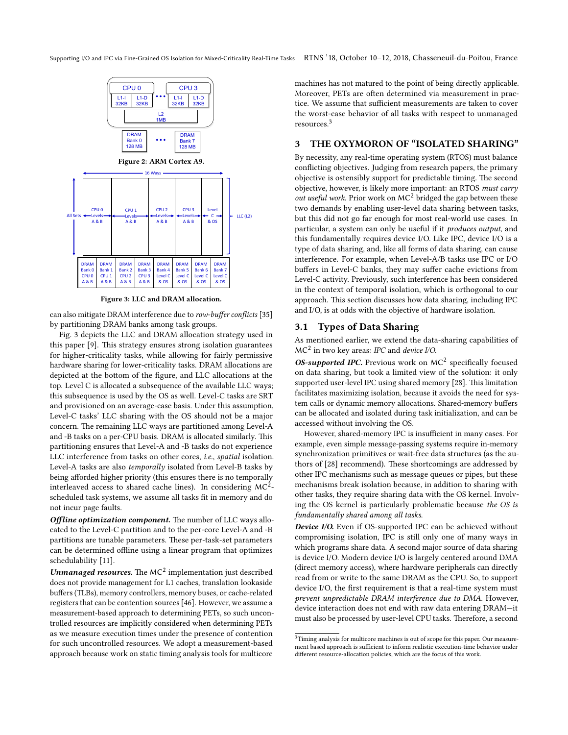CPU 0
L1-I 32KB
L1-D 32KB
CPU 3
L1-I 32KB
L1-D 32KB
L2 1MB
DRAM Bank 0 128 MB
DRAM Bank 7 128 MB

Figure 2: ARM Cortex A9.

16 Ways
All Sets
CPU 0 Levels A & B
CPU 1 Levels A & B
CPU 2 Levels A & B
CPU 3 Levels A & B
Level C & OS
LLC (L2)
DRAM Bank 0 CPU 0 A & B
DRAM Bank 1 CPU 1 A & B
DRAM Bank 2 CPU 2 A & B
DRAM Bank 3 CPU 3 A & B
DRAM Bank 4 Level C & OS
DRAM Bank 5 Level C & OS
DRAM Bank 6 Level C & OS
DRAM Bank 7 Level C & OS

Figure 3: LLC and DRAM allocation.

can also mitigate DRAM interference due to *row-buffer conflicts* [35] by partitioning DRAM banks among task groups.

Fig. 3 depicts the LLC and DRAM allocation strategy used in this paper [9]. This strategy ensures strong isolation guarantees for higher-criticality tasks, while allowing for fairly permissive hardware sharing for lower-criticality tasks. DRAM allocations are depicted at the bottom of the figure, and LLC allocations at the top. Level C is allocated a subsequence of the available LLC ways; this subsequence is used by the OS as well. Level-C tasks are SRT and provisioned on an average-case basis. Under this assumption, Level-C tasks' LLC sharing with the OS should not be a major concern. The remaining LLC ways are partitioned among Level-A and -B tasks on a per-CPU basis. DRAM is allocated similarly. This partitioning ensures that Level-A and -B tasks do not experience LLC interference from tasks on other cores, *i.e.*, *spatial* isolation. Level-A tasks are also *temporally* isolated from Level-B tasks by being afforded higher priority (this ensures there is no temporally interleaved access to shared cache lines). In considering MC$^2$-scheduled task systems, we assume all tasks fit in memory and do not incur page faults.

***Offline optimization component.*** The number of LLC ways allocated to the Level-C partition and to the per-core Level-A and -B partitions are tunable parameters. These per-task-set parameters can be determined offline using a linear program that optimizes schedulability [11].

***Unmanaged resources.*** The MC$^2$ implementation just described does not provide management for L1 caches, translation lookaside buffers (TLBs), memory controllers, memory buses, or cache-related registers that can be contention sources [46]. However, we assume a measurement-based approach to determining PETs, so such uncontrolled resources are implicitly considered when determining PETs as we measure execution times under the presence of contention for such uncontrolled resources. We adopt a measurement-based approach because work on static timing analysis tools for multicore machines has not matured to the point of being directly applicable. Moreover, PETs are often determined via measurement in practice. We assume that sufficient measurements are taken to cover the worst-case behavior of all tasks with respect to unmanaged resources.[3]

## 3 THE OXYMORON OF "ISOLATED SHARING"

By necessity, any real-time operating system (RTOS) must balance conflicting objectives. Judging from research papers, the primary objective is ostensibly support for predictable timing. The second objective, however, is likely more important: an RTOS *must carry out useful work*. Prior work on MC$^2$ bridged the gap between these two demands by enabling user-level data sharing between tasks, but this did not go far enough for most real-world use cases. In particular, a system can only be useful if it *produces output*, and this fundamentally requires device I/O. Like IPC, device I/O is a type of data sharing, and, like all forms of data sharing, can cause interference. For example, when Level-A/B tasks use IPC or I/O buffers in Level-C banks, they may suffer cache evictions from Level-C activity. Previously, such interference has been considered in the context of temporal isolation, which is orthogonal to our approach. This section discusses how data sharing, including IPC and I/O, is at odds with the objective of hardware isolation.

### 3.1 Types of Data Sharing

As mentioned earlier, we extend the data-sharing capabilities of MC$^2$ in two key areas: *IPC* and *device I/O*.

***OS-supported IPC.*** Previous work on MC$^2$ specifically focused on data sharing, but took a limited view of the solution: it only supported user-level IPC using shared memory [28]. This limitation facilitates maximizing isolation, because it avoids the need for system calls or dynamic memory allocations. Shared-memory buffers can be allocated and isolated during task initialization, and can be accessed without involving the OS.

However, shared-memory IPC is insufficient in many cases. For example, even simple message-passing systems require in-memory synchronization primitives or wait-free data structures (as the authors of [28] recommend). These shortcomings are addressed by other IPC mechanisms such as message queues or pipes, but these mechanisms break isolation because, in addition to sharing with other tasks, they require sharing data with the OS kernel. Involving the OS kernel is particularly problematic because *the OS is fundamentally shared among all tasks*.

***Device I/O.*** Even if OS-supported IPC can be achieved without compromising isolation, IPC is still only one of many ways in which programs share data. A second major source of data sharing is device I/O. Modern device I/O is largely centered around DMA (direct memory access), where hardware peripherals can directly read from or write to the same DRAM as the CPU. So, to support device I/O, the first requirement is that a real-time system must *prevent unpredictable DRAM interference due to DMA*. However, device interaction does not end with raw data entering DRAM—it must also be processed by user-level CPU tasks. Therefore, a second

[3]Timing analysis for multicore machines is out of scope for this paper. Our measurement based approach is sufficient to inform realistic execution-time behavior under different resource-allocation policies, which are the focus of this work.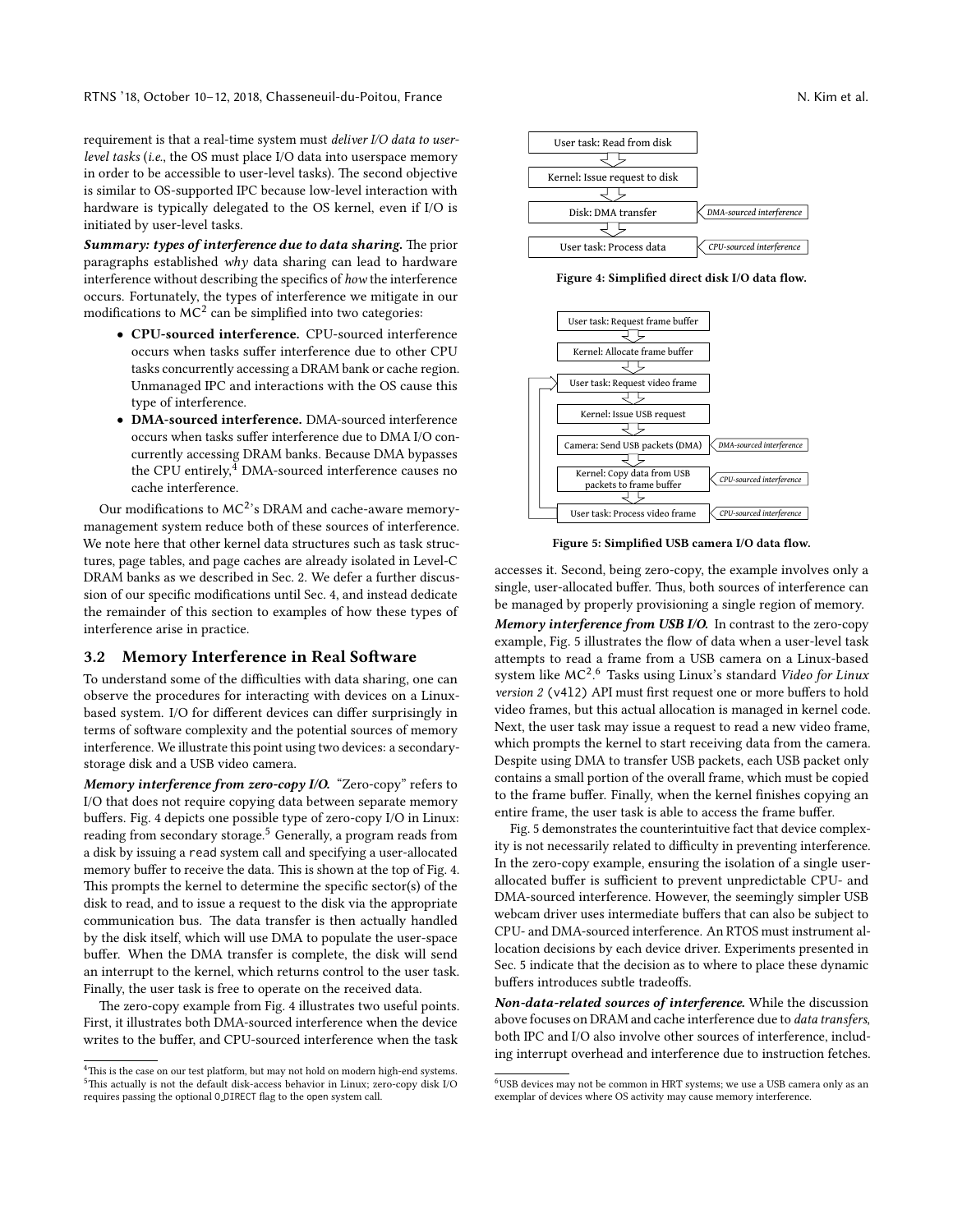requirement is that a real-time system must *deliver I/O data to user-level tasks* (*i.e.*, the OS must place I/O data into userspace memory in order to be accessible to user-level tasks). The second objective is similar to OS-supported IPC because low-level interaction with hardware is typically delegated to the OS kernel, even if I/O is initiated by user-level tasks.

***Summary: types of interference due to data sharing.*** The prior paragraphs established *why* data sharing can lead to hardware interference without describing the specifics of *how* the interference occurs. Fortunately, the types of interference we mitigate in our modifications to $MC^2$ can be simplified into two categories:

- **CPU-sourced interference.** CPU-sourced interference occurs when tasks suffer interference due to other CPU tasks concurrently accessing a DRAM bank or cache region. Unmanaged IPC and interactions with the OS cause this type of interference.
- **DMA-sourced interference.** DMA-sourced interference occurs when tasks suffer interference due to DMA I/O concurrently accessing DRAM banks. Because DMA bypasses the CPU entirely,[4] DMA-sourced interference causes no cache interference.

Our modifications to $MC^2$'s DRAM and cache-aware memory-management system reduce both of these sources of interference. We note here that other kernel data structures such as task structures, page tables, and page caches are already isolated in Level-C DRAM banks as we described in Sec. 2. We defer a further discussion of our specific modifications until Sec. 4, and instead dedicate the remainder of this section to examples of how these types of interference arise in practice.

## 3.2 Memory Interference in Real Software

To understand some of the difficulties with data sharing, one can observe the procedures for interacting with devices on a Linux-based system. I/O for different devices can differ surprisingly in terms of software complexity and the potential sources of memory interference. We illustrate this point using two devices: a secondary-storage disk and a USB video camera.

***Memory interference from zero-copy I/O.*** "Zero-copy" refers to I/O that does not require copying data between separate memory buffers. Fig. 4 depicts one possible type of zero-copy I/O in Linux: reading from secondary storage.[5] Generally, a program reads from a disk by issuing a `read` system call and specifying a user-allocated memory buffer to receive the data. This is shown at the top of Fig. 4. This prompts the kernel to determine the specific sector(s) of the disk to read, and to issue a request to the disk via the appropriate communication bus. The data transfer is then actually handled by the disk itself, which will use DMA to populate the user-space buffer. When the DMA transfer is complete, the disk will send an interrupt to the kernel, which returns control to the user task. Finally, the user task is free to operate on the received data.

The zero-copy example from Fig. 4 illustrates two useful points. First, it illustrates both DMA-sourced interference when the device writes to the buffer, and CPU-sourced interference when the task accesses it. Second, being zero-copy, the example involves only a single, user-allocated buffer. Thus, both sources of interference can be managed by properly provisioning a single region of memory.

User task: Read from disk
Kernel: Issue request to disk
Disk: DMA transfer
DMA-sourced interference
User task: Process data
CPU-sourced interference

**Figure 4: Simplified direct disk I/O data flow.**

User task: Request frame buffer
Kernel: Allocate frame buffer
User task: Request video frame
Kernel: Issue USB request
Camera: Send USB packets (DMA)
DMA-sourced interference
Kernel: Copy data from USB packets to frame buffer
CPU-sourced interference
User task: Process video frame
CPU-sourced interference

**Figure 5: Simplified USB camera I/O data flow.**

***Memory interference from USB I/O.*** In contrast to the zero-copy example, Fig. 5 illustrates the flow of data when a user-level task attempts to read a frame from a USB camera on a Linux-based system like $MC^2$.[6] Tasks using Linux's standard *Video for Linux version 2* (`v4l2`) API must first request one or more buffers to hold video frames, but this actual allocation is managed in kernel code. Next, the user task may issue a request to read a new video frame, which prompts the kernel to start receiving data from the camera. Despite using DMA to transfer USB packets, each USB packet only contains a small portion of the overall frame, which must be copied to the frame buffer. Finally, when the kernel finishes copying an entire frame, the user task is able to access the frame buffer.

Fig. 5 demonstrates the counterintuitive fact that device complexity is not necessarily related to difficulty in preventing interference. In the zero-copy example, ensuring the isolation of a single user-allocated buffer is sufficient to prevent unpredictable CPU- and DMA-sourced interference. However, the seemingly simpler USB webcam driver uses intermediate buffers that can also be subject to CPU- and DMA-sourced interference. An RTOS must instrument allocation decisions by each device driver. Experiments presented in Sec. 5 indicate that the decision as to where to place these dynamic buffers introduces subtle tradeoffs.

***Non-data-related sources of interference.*** While the discussion above focuses on DRAM and cache interference due to *data transfers*, both IPC and I/O also involve other sources of interference, including interrupt overhead and interference due to instruction fetches.

---

[4] This is the case on our test platform, but may not hold on modern high-end systems.

[5] This actually is not the default disk-access behavior in Linux; zero-copy disk I/O requires passing the optional `O_DIRECT` flag to the `open` system call.

[6] USB devices may not be common in HRT systems; we use a USB camera only as an exemplar of devices where OS activity may cause memory interference.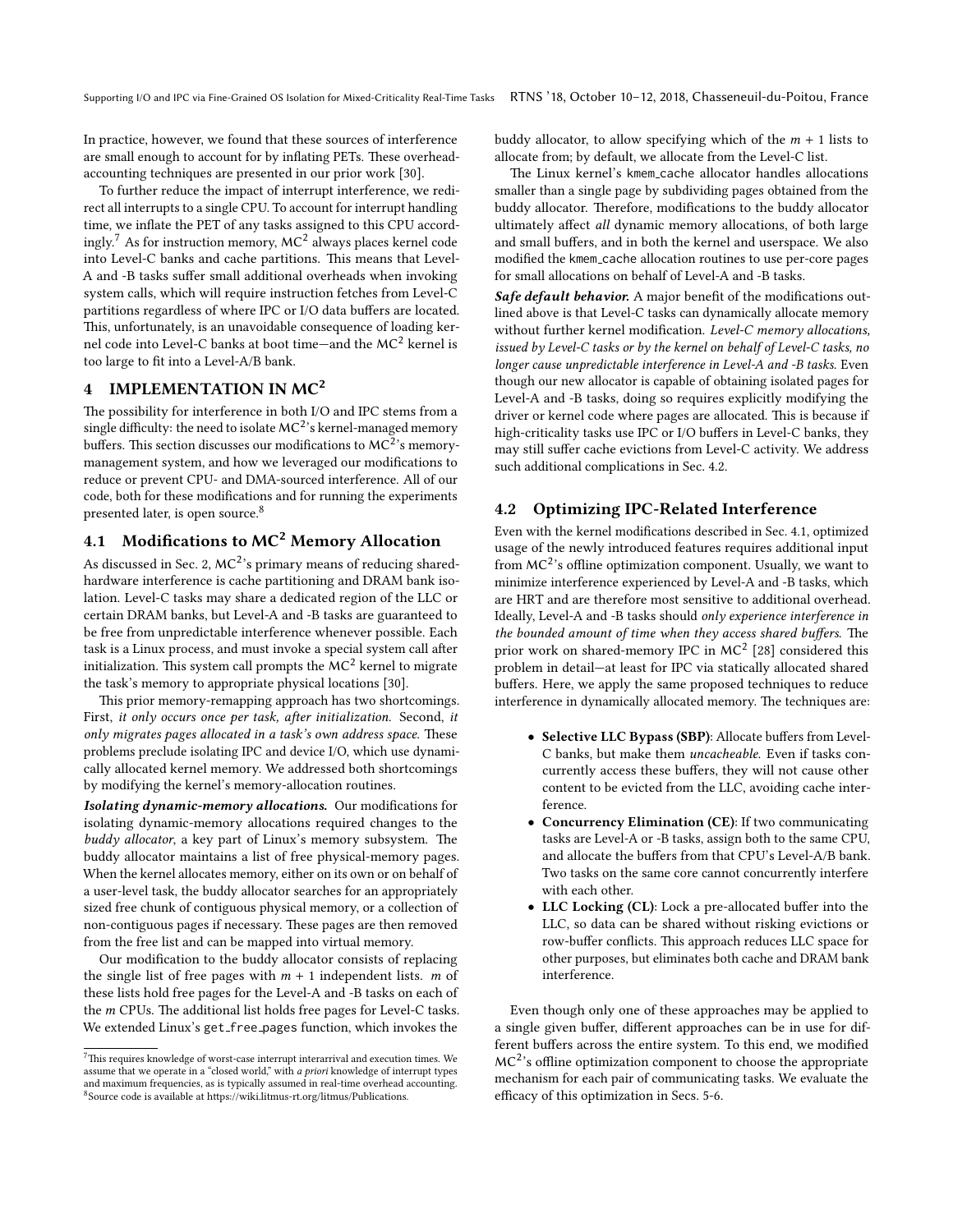In practice, however, we found that these sources of interference are small enough to account for by inflating PETs. These overhead-accounting techniques are presented in our prior work [30].

To further reduce the impact of interrupt interference, we redirect all interrupts to a single CPU. To account for interrupt handling time, we inflate the PET of any tasks assigned to this CPU accordingly.[7] As for instruction memory, $MC^2$ always places kernel code into Level-C banks and cache partitions. This means that Level-A and -B tasks suffer small additional overheads when invoking system calls, which will require instruction fetches from Level-C partitions regardless of where IPC or I/O data buffers are located. This, unfortunately, is an unavoidable consequence of loading kernel code into Level-C banks at boot time—and the $MC^2$ kernel is too large to fit into a Level-A/B bank.

# 4 IMPLEMENTATION IN $MC^2$

The possibility for interference in both I/O and IPC stems from a single difficulty: the need to isolate $MC^2$'s kernel-managed memory buffers. This section discusses our modifications to $MC^2$'s memory-management system, and how we leveraged our modifications to reduce or prevent CPU- and DMA-sourced interference. All of our code, both for these modifications and for running the experiments presented later, is open source.[8]

## 4.1 Modifications to $MC^2$ Memory Allocation

As discussed in Sec. 2, $MC^2$'s primary means of reducing shared-hardware interference is cache partitioning and DRAM bank isolation. Level-C tasks may share a dedicated region of the LLC or certain DRAM banks, but Level-A and -B tasks are guaranteed to be free from unpredictable interference whenever possible. Each task is a Linux process, and must invoke a special system call after initialization. This system call prompts the $MC^2$ kernel to migrate the task's memory to appropriate physical locations [30].

This prior memory-remapping approach has two shortcomings. First, *it only occurs once per task, after initialization*. Second, *it only migrates pages allocated in a task's own address space.* These problems preclude isolating IPC and device I/O, which use dynamically allocated kernel memory. We addressed both shortcomings by modifying the kernel's memory-allocation routines.

***Isolating dynamic-memory allocations.*** Our modifications for isolating dynamic-memory allocations required changes to the *buddy allocator,* a key part of Linux's memory subsystem. The buddy allocator maintains a list of free physical-memory pages. When the kernel allocates memory, either on its own or on behalf of a user-level task, the buddy allocator searches for an appropriately sized free chunk of contiguous physical memory, or a collection of non-contiguous pages if necessary. These pages are then removed from the free list and can be mapped into virtual memory.

Our modification to the buddy allocator consists of replacing the single list of free pages with $m + 1$ independent lists. $m$ of these lists hold free pages for the Level-A and -B tasks on each of the $m$ CPUs. The additional list holds free pages for Level-C tasks. We extended Linux's `get_free_pages` function, which invokes the buddy allocator, to allow specifying which of the $m + 1$ lists to allocate from; by default, we allocate from the Level-C list.

The Linux kernel's `kmem_cache` allocator handles allocations smaller than a single page by subdividing pages obtained from the buddy allocator. Therefore, modifications to the buddy allocator ultimately affect *all* dynamic memory allocations, of both large and small buffers, and in both the kernel and userspace. We also modified the `kmem_cache` allocation routines to use per-core pages for small allocations on behalf of Level-A and -B tasks.

***Safe default behavior.*** A major benefit of the modifications outlined above is that Level-C tasks can dynamically allocate memory without further kernel modification. *Level-C memory allocations, issued by Level-C tasks or by the kernel on behalf of Level-C tasks, no longer cause unpredictable interference in Level-A and -B tasks.* Even though our new allocator is capable of obtaining isolated pages for Level-A and -B tasks, doing so requires explicitly modifying the driver or kernel code where pages are allocated. This is because if high-criticality tasks use IPC or I/O buffers in Level-C banks, they may still suffer cache evictions from Level-C activity. We address such additional complications in Sec. 4.2.

## 4.2 Optimizing IPC-Related Interference

Even with the kernel modifications described in Sec. 4.1, optimized usage of the newly introduced features requires additional input from $MC^2$'s offline optimization component. Usually, we want to minimize interference experienced by Level-A and -B tasks, which are HRT and are therefore most sensitive to additional overhead. Ideally, Level-A and -B tasks should *only experience interference in the bounded amount of time when they access shared buffers.* The prior work on shared-memory IPC in $MC^2$ [28] considered this problem in detail—at least for IPC via statically allocated shared buffers. Here, we apply the same proposed techniques to reduce interference in dynamically allocated memory. The techniques are:

- **Selective LLC Bypass (SBP)**: Allocate buffers from Level-C banks, but make them *uncacheable*. Even if tasks concurrently access these buffers, they will not cause other content to be evicted from the LLC, avoiding cache interference.
- **Concurrency Elimination (CE)**: If two communicating tasks are Level-A or -B tasks, assign both to the same CPU, and allocate the buffers from that CPU's Level-A/B bank. Two tasks on the same core cannot concurrently interfere with each other.
- **LLC Locking (CL)**: Lock a pre-allocated buffer into the LLC, so data can be shared without risking evictions or row-buffer conflicts. This approach reduces LLC space for other purposes, but eliminates both cache and DRAM bank interference.

Even though only one of these approaches may be applied to a single given buffer, different approaches can be in use for different buffers across the entire system. To this end, we modified $MC^2$'s offline optimization component to choose the appropriate mechanism for each pair of communicating tasks. We evaluate the efficacy of this optimization in Secs. 5-6.

[7] This requires knowledge of worst-case interrupt interarrival and execution times. We assume that we operate in a "closed world," with *a priori* knowledge of interrupt types and maximum frequencies, as is typically assumed in real-time overhead accounting.

[8] Source code is available at https://wiki.litmus-rt.org/litmus/Publications.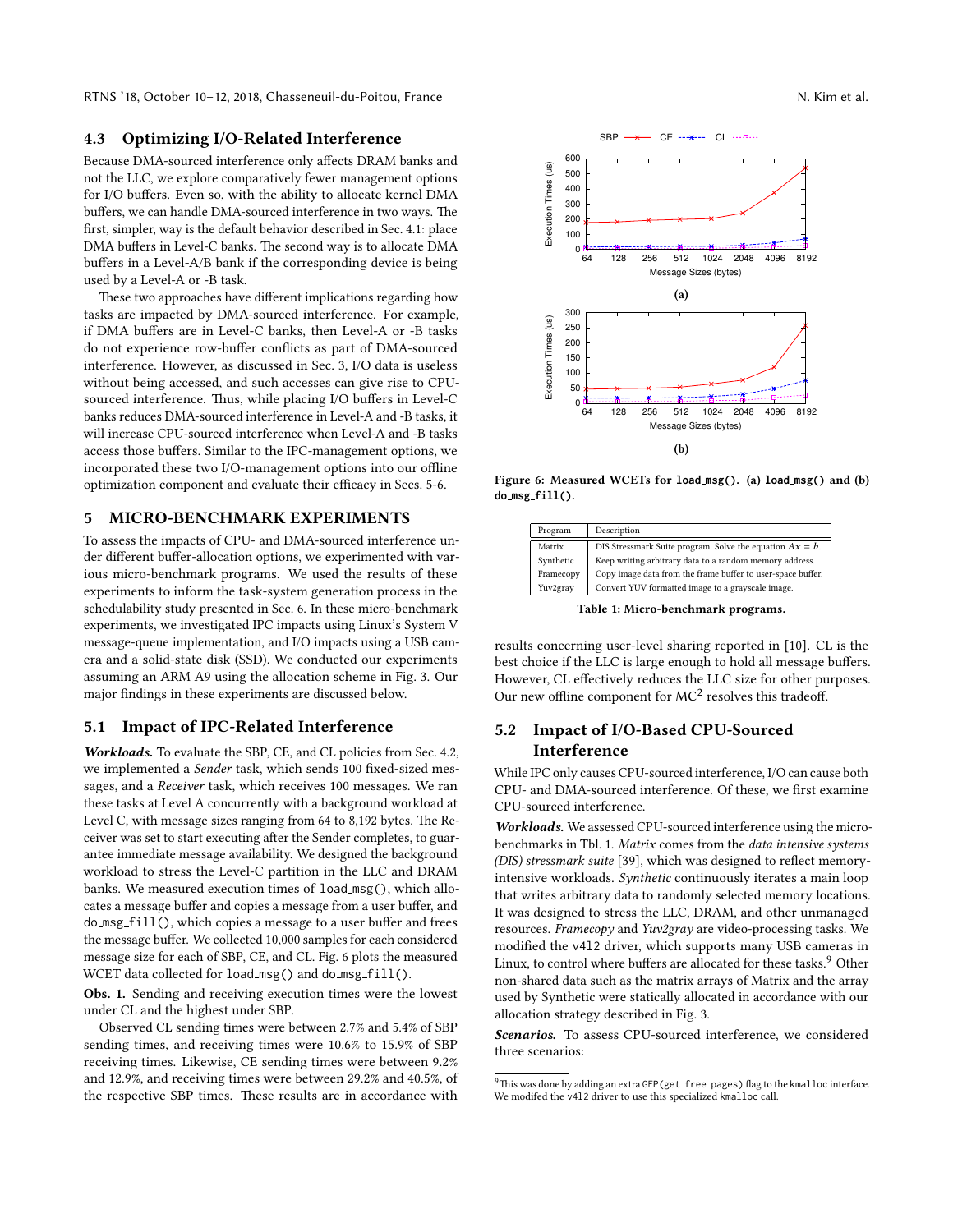### 4.3 Optimizing I/O-Related Interference

Because DMA-sourced interference only affects DRAM banks and not the LLC, we explore comparatively fewer management options for I/O buffers. Even so, with the ability to allocate kernel DMA buffers, we can handle DMA-sourced interference in two ways. The first, simpler, way is the default behavior described in Sec. 4.1: place DMA buffers in Level-C banks. The second way is to allocate DMA buffers in a Level-A/B bank if the corresponding device is being used by a Level-A or -B task.

These two approaches have different implications regarding how tasks are impacted by DMA-sourced interference. For example, if DMA buffers are in Level-C banks, then Level-A or -B tasks do not experience row-buffer conflicts as part of DMA-sourced interference. However, as discussed in Sec. 3, I/O data is useless without being accessed, and such accesses can give rise to CPU-sourced interference. Thus, while placing I/O buffers in Level-C banks reduces DMA-sourced interference in Level-A and -B tasks, it will increase CPU-sourced interference when Level-A and -B tasks access those buffers. Similar to the IPC-management options, we incorporated these two I/O-management options into our offline optimization component and evaluate their efficacy in Secs. 5-6.

## 5 MICRO-BENCHMARK EXPERIMENTS

To assess the impacts of CPU- and DMA-sourced interference under different buffer-allocation options, we experimented with various micro-benchmark programs. We used the results of these experiments to inform the task-system generation process in the schedulability study presented in Sec. 6. In these micro-benchmark experiments, we investigated IPC impacts using Linux's System V message-queue implementation, and I/O impacts using a USB camera and a solid-state disk (SSD). We conducted our experiments assuming an ARM A9 using the allocation scheme in Fig. 3. Our major findings in these experiments are discussed below.

### 5.1 Impact of IPC-Related Interference

***Workloads.*** To evaluate the SBP, CE, and CL policies from Sec. 4.2, we implemented a *Sender* task, which sends 100 fixed-sized messages, and a *Receiver* task, which receives 100 messages. We ran these tasks at Level A concurrently with a background workload at Level C, with message sizes ranging from 64 to 8,192 bytes. The Receiver was set to start executing after the Sender completes, to guarantee immediate message availability. We designed the background workload to stress the Level-C partition in the LLC and DRAM banks. We measured execution times of `load_msg()`, which allocates a message buffer and copies a message from a user buffer, and `do_msg_fill()`, which copies a message to a user buffer and frees the message buffer. We collected 10,000 samples for each considered message size for each of SBP, CE, and CL. Fig. 6 plots the measured WCET data collected for `load_msg()` and `do_msg_fill()`.

**Obs. 1.** Sending and receiving execution times were the lowest under CL and the highest under SBP.

Observed CL sending times were between 2.7% and 5.4% of SBP sending times, and receiving times were 10.6% to 15.9% of SBP receiving times. Likewise, CE sending times were between 9.2% and 12.9%, and receiving times were between 29.2% and 40.5%, of the respective SBP times. These results are in accordance with results concerning user-level sharing reported in [10]. CL is the best choice if the LLC is large enough to hold all message buffers. However, CL effectively reduces the LLC size for other purposes. Our new offline component for $MC^2$ resolves this tradeoff.

SBP CE CL

Execution Times (us)
600
500
400
300
200
100
0
64 128 256 512 1024 2048 4096 8192
Message Sizes (bytes)

(a)

Execution Times (us)
300
250
200
150
100
50
0
64 128 256 512 1024 2048 4096 8192
Message Sizes (bytes)

(b)

**Figure 6: Measured WCETs for `load_msg()`. (a) `load_msg()` and (b) `do_msg_fill()`.**

| Program | Description |
|---|---|
| Matrix | DIS Stressmark Suite program. Solve the equation $Ax = b$. |
| Synthetic | Keep writing arbitrary data to a random memory address. |
| Framecopy | Copy image data from the frame buffer to user-space buffer. |
| Yuv2gray | Convert YUV formatted image to a grayscale image. |

**Table 1: Micro-benchmark programs.**

### 5.2 Impact of I/O-Based CPU-Sourced Interference

While IPC only causes CPU-sourced interference, I/O can cause both CPU- and DMA-sourced interference. Of these, we first examine CPU-sourced interference.

***Workloads.*** We assessed CPU-sourced interference using the micro-benchmarks in Tbl. 1. *Matrix* comes from the *data intensive systems (DIS) stressmark suite* [39], which was designed to reflect memory-intensive workloads. *Synthetic* continuously iterates a main loop that writes arbitrary data to randomly selected memory locations. It was designed to stress the LLC, DRAM, and other unmanaged resources. *Framecopy* and *Yuv2gray* are video-processing tasks. We modified the v4l2 driver, which supports many USB cameras in Linux, to control where buffers are allocated for these tasks.[9] Other non-shared data such as the matrix arrays of Matrix and the array used by Synthetic were statically allocated in accordance with our allocation strategy described in Fig. 3.

***Scenarios.*** To assess CPU-sourced interference, we considered three scenarios:

[9] This was done by adding an extra GFP (get free pages) flag to the kmalloc interface. We modifed the v4l2 driver to use this specialized kmalloc call.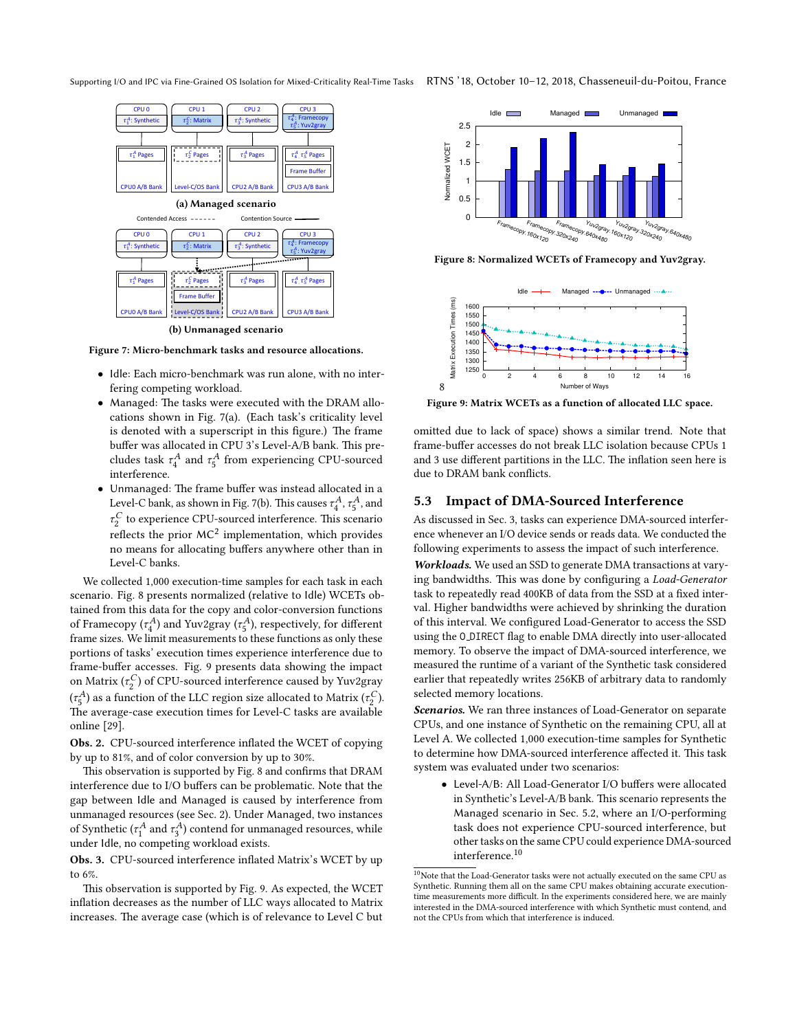CPU 0

$\tau_1^A$: Synthetic

CPU 1

$\tau_2^C$: Matrix

CPU 2

$\tau_3^A$: Synthetic

CPU 3

$\tau_4^A$: Framecopy

$\tau_5^A$: Yuv2gray

$\tau_1^A$ Pages

CPU0 A/B Bank

$\tau_2^C$ Pages

Level-C/OS Bank

$\tau_3^A$ Pages

CPU2 A/B Bank

$\tau_4^A$ $\tau_5^A$ Pages

Frame Buffer

CPU3 A/B Bank

**(a) Managed scenario**

Contended Access

Contention Source

CPU 0

$\tau_1^A$: Synthetic

CPU 1

$\tau_2^C$: Matrix

CPU 2

$\tau_3^A$: Synthetic

CPU 3

$\tau_4^A$: Framecopy

$\tau_5^A$: Yuv2gray

$\tau_1^A$ Pages

CPU0 A/B Bank

$\tau_2^C$ Pages

Frame Buffer

Level-C/OS Bank

$\tau_3^A$ Pages

CPU2 A/B Bank

$\tau_4^A$ $\tau_5^A$ Pages

CPU3 A/B Bank

**(b) Unmanaged scenario**

**Figure 7: Micro-benchmark tasks and resource allocations.**

- Idle: Each micro-benchmark was run alone, with no interfering competing workload.
- Managed: The tasks were executed with the DRAM allocations shown in Fig. 7(a). (Each task's criticality level is denoted with a superscript in this figure.) The frame buffer was allocated in CPU 3's Level-A/B bank. This precludes task $\tau_4^A$ and $\tau_5^A$ from experiencing CPU-sourced interference.
- Unmanaged: The frame buffer was instead allocated in a Level-C bank, as shown in Fig. 7(b). This causes $\tau_4^A$, $\tau_5^A$, and $\tau_2^C$ to experience CPU-sourced interference. This scenario reflects the prior MC$^2$ implementation, which provides no means for allocating buffers anywhere other than in Level-C banks.

We collected 1,000 execution-time samples for each task in each scenario. Fig. 8 presents normalized (relative to Idle) WCETs obtained from this data for the copy and color-conversion functions of Framecopy ($\tau_4^A$) and Yuv2gray ($\tau_5^A$), respectively, for different frame sizes. We limit measurements to these functions as only these portions of tasks' execution times experience interference due to frame-buffer accesses. Fig. 9 presents data showing the impact on Matrix ($\tau_2^C$) of CPU-sourced interference caused by Yuv2gray ($\tau_5^A$) as a function of the LLC region size allocated to Matrix ($\tau_2^C$). The average-case execution times for Level-C tasks are available online [29].

**Obs. 2.** CPU-sourced interference inflated the WCET of copying by up to 81%, and of color conversion by up to 30%.

This observation is supported by Fig. 8 and confirms that DRAM interference due to I/O buffers can be problematic. Note that the gap between Idle and Managed is caused by interference from unmanaged resources (see Sec. 2). Under Managed, two instances of Synthetic ($\tau_1^A$ and $\tau_3^A$) contend for unmanaged resources, while under Idle, no competing workload exists.

**Obs. 3.** CPU-sourced interference inflated Matrix's WCET by up to 6%.

This observation is supported by Fig. 9. As expected, the WCET inflation decreases as the number of LLC ways allocated to Matrix increases. The average case (which is of relevance to Level C but

Idle
Managed
Unmanaged

Normalized WCET

0
0.5
1
1.5
2
2.5

Framecopy.160x120
Framecopy.320x240
Framecopy.640x480
Yuv2gray.160x120
Yuv2gray.320x240
Yuv2gray.640x480

**Figure 8: Normalized WCETs of Framecopy and Yuv2gray.**

Idle
Managed
Unmanaged

Matrix Execution Times (ms)

1250
1300
1350
1400
1450
1500
1550
1600

0
2
4
6
8
10
12
14
16

Number of Ways

8

**Figure 9: Matrix WCETs as a function of allocated LLC space.**

omitted due to lack of space) shows a similar trend. Note that frame-buffer accesses do not break LLC isolation because CPUs 1 and 3 use different partitions in the LLC. The inflation seen here is due to DRAM bank conflicts.

## 5.3 Impact of DMA-Sourced Interference

As discussed in Sec. 3, tasks can experience DMA-sourced interference whenever an I/O device sends or reads data. We conducted the following experiments to assess the impact of such interference.

***Workloads.*** We used an SSD to generate DMA transactions at varying bandwidths. This was done by configuring a *Load-Generator* task to repeatedly read 400KB of data from the SSD at a fixed interval. Higher bandwidths were achieved by shrinking the duration of this interval. We configured Load-Generator to access the SSD using the O_DIRECT flag to enable DMA directly into user-allocated memory. To observe the impact of DMA-sourced interference, we measured the runtime of a variant of the Synthetic task considered earlier that repeatedly writes 256KB of arbitrary data to randomly selected memory locations.

***Scenarios.*** We ran three instances of Load-Generator on separate CPUs, and one instance of Synthetic on the remaining CPU, all at Level A. We collected 1,000 execution-time samples for Synthetic to determine how DMA-sourced interference affected it. This task system was evaluated under two scenarios:

- Level-A/B: All Load-Generator I/O buffers were allocated in Synthetic's Level-A/B bank. This scenario represents the Managed scenario in Sec. 5.2, where an I/O-performing task does not experience CPU-sourced interference, but other tasks on the same CPU could experience DMA-sourced interference.[10]

[10] Note that the Load-Generator tasks were not actually executed on the same CPU as Synthetic. Running them all on the same CPU makes obtaining accurate execution-time measurements more difficult. In the experiments considered here, we are mainly interested in the DMA-sourced interference with which Synthetic must contend, and not the CPUs from which that interference is induced.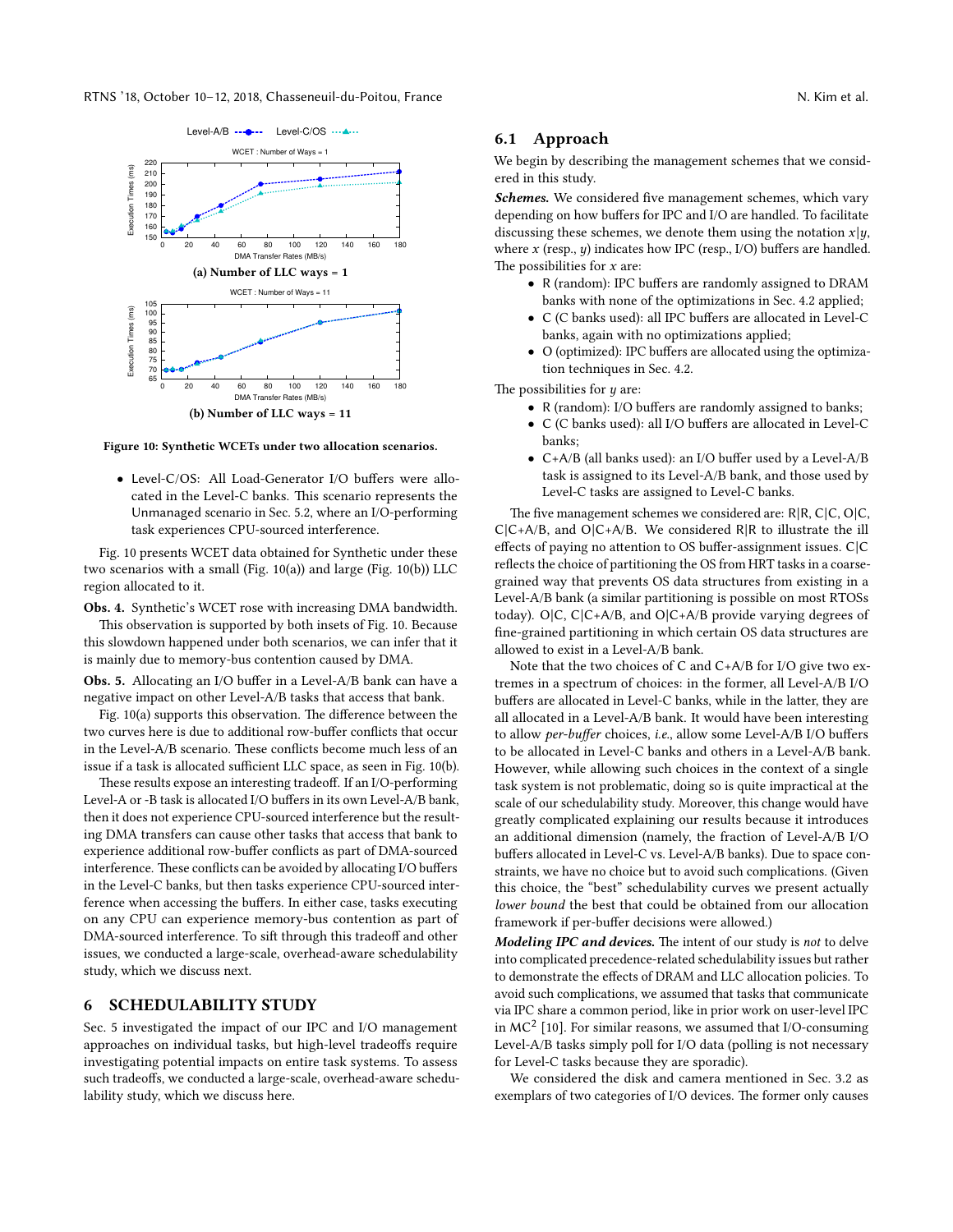Level-A/B Level-C/OS

WCET : Number of Ways = 1

Execution Times (ms)

220
210
200
190
180
170
160
150

0 20 40 60 80 100 120 140 160 180

DMA Transfer Rates (MB/s)

**(a) Number of LLC ways = 1**

WCET : Number of Ways = 11

Execution Times (ms)

105
100
95
90
85
80
75
70
65

0 20 40 60 80 100 120 140 160 180

DMA Transfer Rates (MB/s)

**(b) Number of LLC ways = 11**

**Figure 10: Synthetic WCETs under two allocation scenarios.**

- Level-C/OS: All Load-Generator I/O buffers were allocated in the Level-C banks. This scenario represents the Unmanaged scenario in Sec. 5.2, where an I/O-performing task experiences CPU-sourced interference.

Fig. 10 presents WCET data obtained for Synthetic under these two scenarios with a small (Fig. 10(a)) and large (Fig. 10(b)) LLC region allocated to it.

**Obs. 4.** Synthetic's WCET rose with increasing DMA bandwidth.

This observation is supported by both insets of Fig. 10. Because this slowdown happened under both scenarios, we can infer that it is mainly due to memory-bus contention caused by DMA.

**Obs. 5.** Allocating an I/O buffer in a Level-A/B bank can have a negative impact on other Level-A/B tasks that access that bank.

Fig. 10(a) supports this observation. The difference between the two curves here is due to additional row-buffer conflicts that occur in the Level-A/B scenario. These conflicts become much less of an issue if a task is allocated sufficient LLC space, as seen in Fig. 10(b).

These results expose an interesting tradeoff. If an I/O-performing Level-A or -B task is allocated I/O buffers in its own Level-A/B bank, then it does not experience CPU-sourced interference but the resulting DMA transfers can cause other tasks that access that bank to experience additional row-buffer conflicts as part of DMA-sourced interference. These conflicts can be avoided by allocating I/O buffers in the Level-C banks, but then tasks experience CPU-sourced interference when accessing the buffers. In either case, tasks executing on any CPU can experience memory-bus contention as part of DMA-sourced interference. To sift through this tradeoff and other issues, we conducted a large-scale, overhead-aware schedulability study, which we discuss next.

## 6 SCHEDULABILITY STUDY

Sec. 5 investigated the impact of our IPC and I/O management approaches on individual tasks, but high-level tradeoffs require investigating potential impacts on entire task systems. To assess such tradeoffs, we conducted a large-scale, overhead-aware schedulability study, which we discuss here.

### 6.1 Approach

We begin by describing the management schemes that we considered in this study.

***Schemes.*** We considered five management schemes, which vary depending on how buffers for IPC and I/O are handled. To facilitate discussing these schemes, we denote them using the notation $x|y$, where $x$ (resp., $y$) indicates how IPC (resp., I/O) buffers are handled. The possibilities for $x$ are:

- R (random): IPC buffers are randomly assigned to DRAM banks with none of the optimizations in Sec. 4.2 applied;
- C (C banks used): all IPC buffers are allocated in Level-C banks, again with no optimizations applied;
- O (optimized): IPC buffers are allocated using the optimization techniques in Sec. 4.2.

The possibilities for $y$ are:

- R (random): I/O buffers are randomly assigned to banks;
- C (C banks used): all I/O buffers are allocated in Level-C banks;
- C+A/B (all banks used): an I/O buffer used by a Level-A/B task is assigned to its Level-A/B bank, and those used by Level-C tasks are assigned to Level-C banks.

The five management schemes we considered are: R|R, C|C, O|C, C|C+A/B, and O|C+A/B. We considered R|R to illustrate the ill effects of paying no attention to OS buffer-assignment issues. C|C reflects the choice of partitioning the OS from HRT tasks in a coarse-grained way that prevents OS data structures from existing in a Level-A/B bank (a similar partitioning is possible on most RTOSs today). O|C, C|C+A/B, and O|C+A/B provide varying degrees of fine-grained partitioning in which certain OS data structures are allowed to exist in a Level-A/B bank.

Note that the two choices of C and C+A/B for I/O give two extremes in a spectrum of choices: in the former, all Level-A/B I/O buffers are allocated in Level-C banks, while in the latter, they are all allocated in a Level-A/B bank. It would have been interesting to allow *per-buffer* choices, *i.e.*, allow some Level-A/B I/O buffers to be allocated in Level-C banks and others in a Level-A/B bank. However, while allowing such choices in the context of a single task system is not problematic, doing so is quite impractical at the scale of our schedulability study. Moreover, this change would have greatly complicated explaining our results because it introduces an additional dimension (namely, the fraction of Level-A/B I/O buffers allocated in Level-C vs. Level-A/B banks). Due to space constraints, we have no choice but to avoid such complications. (Given this choice, the "best" schedulability curves we present actually *lower bound* the best that could be obtained from our allocation framework if per-buffer decisions were allowed.)

***Modeling IPC and devices.*** The intent of our study is *not* to delve into complicated precedence-related schedulability issues but rather to demonstrate the effects of DRAM and LLC allocation policies. To avoid such complications, we assumed that tasks that communicate via IPC share a common period, like in prior work on user-level IPC in MC$^2$ [10]. For similar reasons, we assumed that I/O-consuming Level-A/B tasks simply poll for I/O data (polling is not necessary for Level-C tasks because they are sporadic).

We considered the disk and camera mentioned in Sec. 3.2 as exemplars of two categories of I/O devices. The former only causes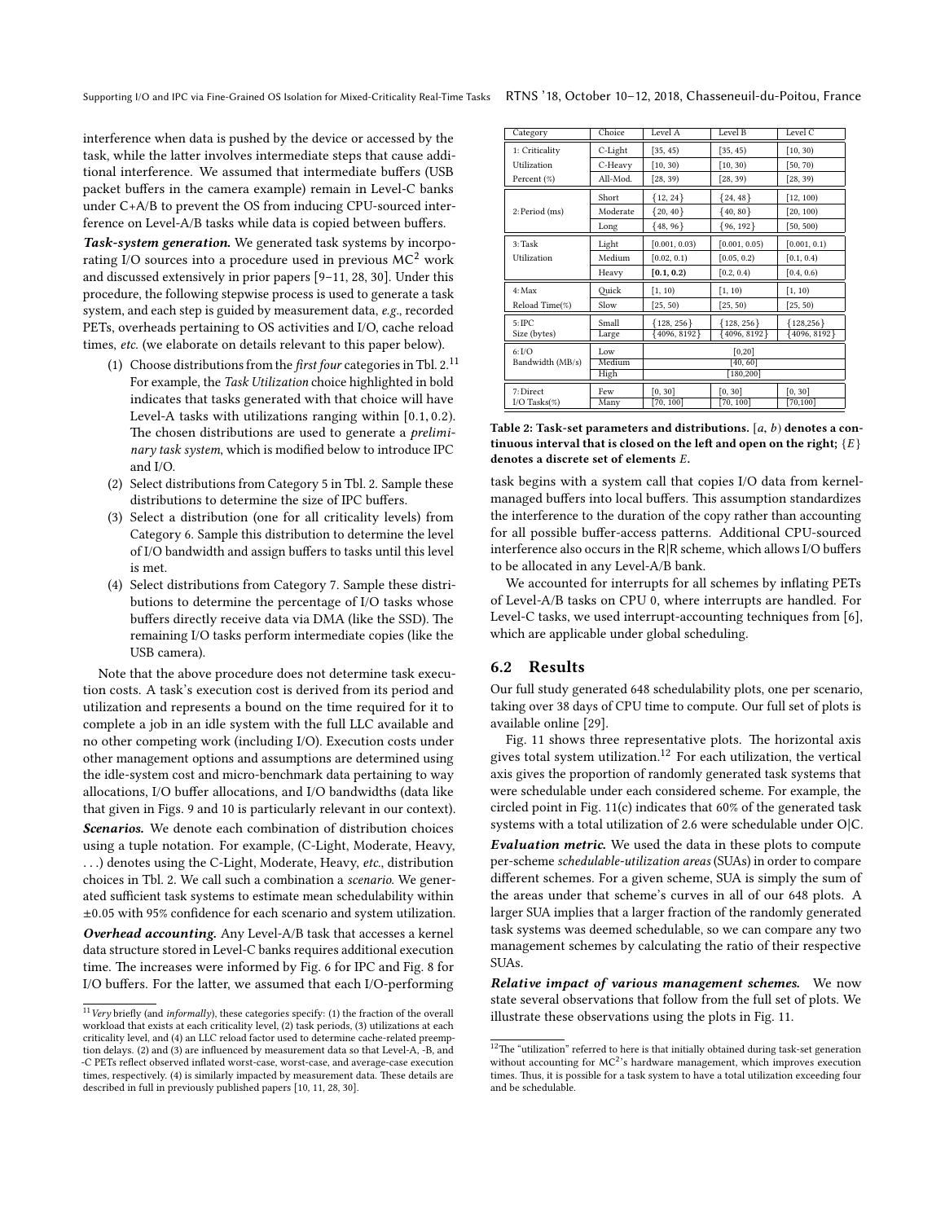interference when data is pushed by the device or accessed by the task, while the latter involves intermediate steps that cause additional interference. We assumed that intermediate buffers (USB packet buffers in the camera example) remain in Level-C banks under C+A/B to prevent the OS from inducing CPU-sourced interference on Level-A/B tasks while data is copied between buffers.

***Task-system generation.*** We generated task systems by incorporating I/O sources into a procedure used in previous MC$^2$ work and discussed extensively in prior papers [9–11, 28, 30]. Under this procedure, the following stepwise process is used to generate a task system, and each step is guided by measurement data, *e.g.*, recorded PETs, overheads pertaining to OS activities and I/O, cache reload times, *etc.* (we elaborate on details relevant to this paper below).

1. Choose distributions from the *first four* categories in Tbl. 2.[11] For example, the *Task Utilization* choice highlighted in bold indicates that tasks generated with that choice will have Level-A tasks with utilizations ranging within $[0.1, 0.2)$. The chosen distributions are used to generate a *preliminary task system*, which is modified below to introduce IPC and I/O.
2. Select distributions from Category 5 in Tbl. 2. Sample these distributions to determine the size of IPC buffers.
3. Select a distribution (one for all criticality levels) from Category 6. Sample this distribution to determine the level of I/O bandwidth and assign buffers to tasks until this level is met.
4. Select distributions from Category 7. Sample these distributions to determine the percentage of I/O tasks whose buffers directly receive data via DMA (like the SSD). The remaining I/O tasks perform intermediate copies (like the USB camera).

Note that the above procedure does not determine task execution costs. A task's execution cost is derived from its period and utilization and represents a bound on the time required for it to complete a job in an idle system with the full LLC available and no other competing work (including I/O). Execution costs under other management options and assumptions are determined using the idle-system cost and micro-benchmark data pertaining to way allocations, I/O buffer allocations, and I/O bandwidths (data like that given in Figs. 9 and 10 is particularly relevant in our context).

***Scenarios.*** We denote each combination of distribution choices using a tuple notation. For example, (C-Light, Moderate, Heavy, ...) denotes using the C-Light, Moderate, Heavy, *etc.*, distribution choices in Tbl. 2. We call such a combination a *scenario*. We generated sufficient task systems to estimate mean schedulability within $\pm 0.05$ with 95% confidence for each scenario and system utilization.

***Overhead accounting.*** Any Level-A/B task that accesses a kernel data structure stored in Level-C banks requires additional execution time. The increases were informed by Fig. 6 for IPC and Fig. 8 for I/O buffers. For the latter, we assumed that each I/O-performing task begins with a system call that copies I/O data from kernel-managed buffers into local buffers. This assumption standardizes the interference to the duration of the copy rather than accounting for all possible buffer-access patterns. Additional CPU-sourced interference also occurs in the R|R scheme, which allows I/O buffers to be allocated in any Level-A/B bank.

We accounted for interrupts for all schemes by inflating PETs of Level-A/B tasks on CPU 0, where interrupts are handled. For Level-C tasks, we used interrupt-accounting techniques from [6], which are applicable under global scheduling.

[11] *Very* briefly (and *informally*), these categories specify: (1) the fraction of the overall workload that exists at each criticality level, (2) task periods, (3) utilizations at each criticality level, and (4) an LLC reload factor used to determine cache-related preemption delays. (2) and (3) are influenced by measurement data so that Level-A, -B, and -C PETs reflect observed inflated worst-case, worst-case, and average-case execution times, respectively. (4) is similarly impacted by measurement data. These details are described in full in previously published papers [10, 11, 28, 30].

| Category | Choice | Level A | Level B | Level C |
|---|---|---|---|---|
| 1: Criticality Utilization Percent (%) | C-Light | [35, 45) | [35, 45) | [10, 30) |
| | C-Heavy | [10, 30) | [10, 30) | [50, 70) |
| | All-Mod. | [28, 39) | [28, 39) | [28, 39) |
| 2: Period (ms) | Short | {12, 24} | {24, 48} | [12, 100) |
| | Moderate | {20, 40} | {40, 80} | [20, 100) |
| | Long | {48, 96} | {96, 192} | [50, 500) |
| 3: Task Utilization | Light | [0.001, 0.03) | [0.001, 0.05) | [0.001, 0.1) |
| | Medium | [0.02, 0.1) | [0.05, 0.2) | [0.1, 0.4) |
| | Heavy | **[0.1, 0.2)** | [0.2, 0.4) | [0.4, 0.6) |
| 4: Max Reload Time(%) | Quick | [1, 10) | [1, 10) | [1, 10) |
| | Slow | [25, 50) | [25, 50) | [25, 50) |
| 5: IPC Size (bytes) | Small | {128, 256} | {128, 256} | {128,256} |
| | Large | {4096, 8192} | {4096, 8192} | {4096, 8192} |
| 6: I/O Bandwidth (MB/s) | Low | [0,20] | | |
| | Medium | [40, 60] | | |
| | High | [180,200] | | |
| 7: Direct I/O Tasks(%) | Few | [0, 30] | [0, 30] | [0, 30] |
| | Many | [70, 100] | [70, 100] | [70,100] |

**Table 2: Task-set parameters and distributions.** $[a, b)$ **denotes a continuous interval that is closed on the left and open on the right;** $\{E\}$ **denotes a discrete set of elements** $E$**.**

## 6.2 Results

Our full study generated 648 schedulability plots, one per scenario, taking over 38 days of CPU time to compute. Our full set of plots is available online [29].

Fig. 11 shows three representative plots. The horizontal axis gives total system utilization.[12] For each utilization, the vertical axis gives the proportion of randomly generated task systems that were schedulable under each considered scheme. For example, the circled point in Fig. 11(c) indicates that 60% of the generated task systems with a total utilization of 2.6 were schedulable under O|C.

***Evaluation metric.*** We used the data in these plots to compute per-scheme *schedulable-utilization areas* (SUAs) in order to compare different schemes. For a given scheme, SUA is simply the sum of the areas under that scheme's curves in all of our 648 plots. A larger SUA implies that a larger fraction of the randomly generated task systems was deemed schedulable, so we can compare any two management schemes by calculating the ratio of their respective SUAs.

***Relative impact of various management schemes.*** We now state several observations that follow from the full set of plots. We illustrate these observations using the plots in Fig. 11.

[12] The "utilization" referred to here is that initially obtained during task-set generation without accounting for MC$^2$'s hardware management, which improves execution times. Thus, it is possible for a task system to have a total utilization exceeding four and be schedulable.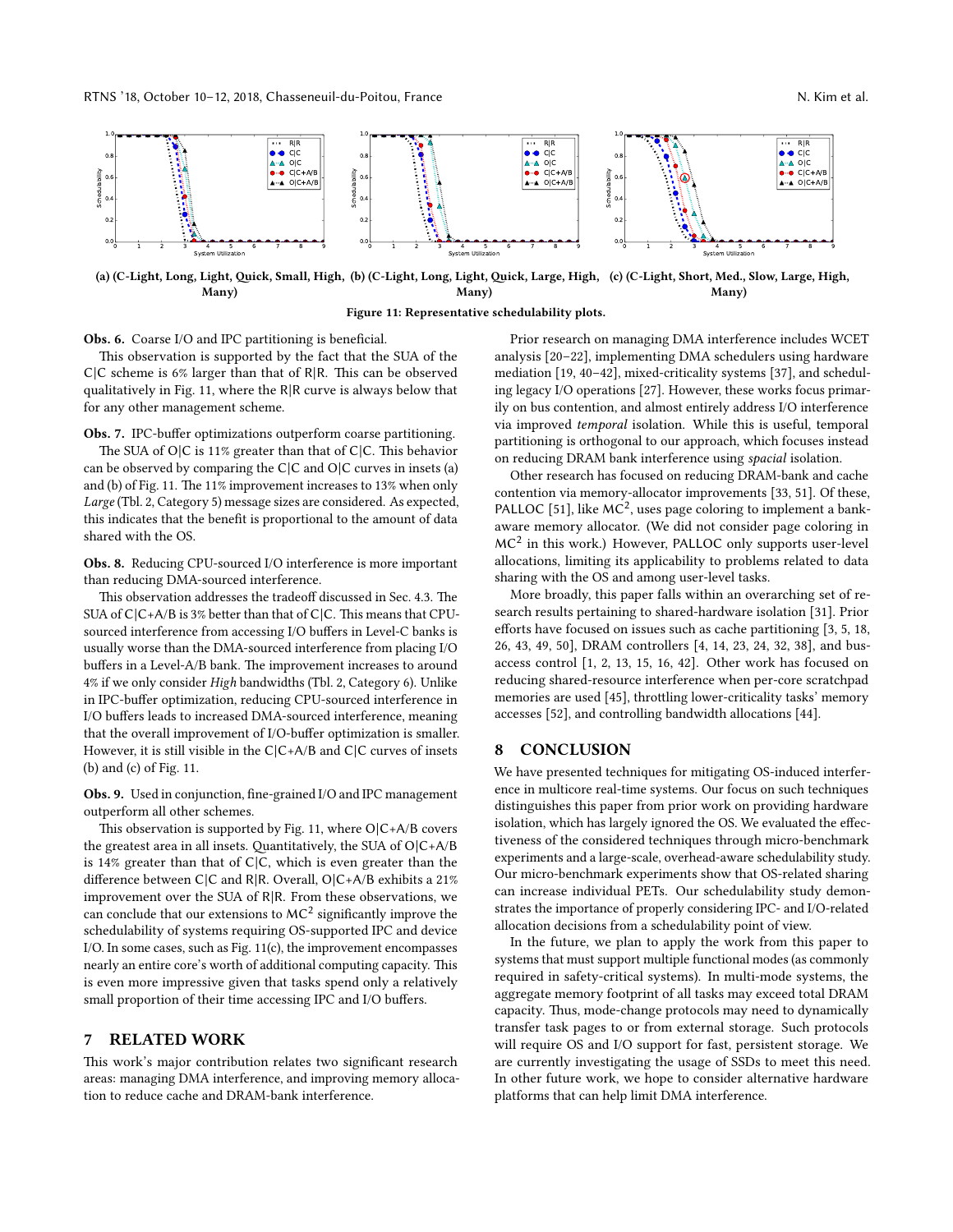(a) (C-Light, Long, Light, Quick, Small, High, Many) (b) (C-Light, Long, Light, Quick, Large, High, Many) (c) (C-Light, Short, Med., Slow, Large, High, Many)

**Figure 11: Representative schedulability plots.**

**Obs. 6.** Coarse I/O and IPC partitioning is beneficial.

This observation is supported by the fact that the SUA of the C|C scheme is 6% larger than that of R|R. This can be observed qualitatively in Fig. 11, where the R|R curve is always below that for any other management scheme.

**Obs. 7.** IPC-buffer optimizations outperform coarse partitioning.

The SUA of O|C is 11% greater than that of C|C. This behavior can be observed by comparing the C|C and O|C curves in insets (a) and (b) of Fig. 11. The 11% improvement increases to 13% when only *Large* (Tbl. 2, Category 5) message sizes are considered. As expected, this indicates that the benefit is proportional to the amount of data shared with the OS.

**Obs. 8.** Reducing CPU-sourced I/O interference is more important than reducing DMA-sourced interference.

This observation addresses the tradeoff discussed in Sec. 4.3. The SUA of C|C+A/B is 3% better than that of C|C. This means that CPU-sourced interference from accessing I/O buffers in Level-C banks is usually worse than the DMA-sourced interference from placing I/O buffers in a Level-A/B bank. The improvement increases to around 4% if we only consider *High* bandwidths (Tbl. 2, Category 6). Unlike in IPC-buffer optimization, reducing CPU-sourced interference in I/O buffers leads to increased DMA-sourced interference, meaning that the overall improvement of I/O-buffer optimization is smaller. However, it is still visible in the C|C+A/B and C|C curves of insets (b) and (c) of Fig. 11.

**Obs. 9.** Used in conjunction, fine-grained I/O and IPC management outperform all other schemes.

This observation is supported by Fig. 11, where O|C+A/B covers the greatest area in all insets. Quantitatively, the SUA of O|C+A/B is 14% greater than that of C|C, which is even greater than the difference between C|C and R|R. Overall, O|C+A/B exhibits a 21% improvement over the SUA of R|R. From these observations, we can conclude that our extensions to $MC^2$ significantly improve the schedulability of systems requiring OS-supported IPC and device I/O. In some cases, such as Fig. 11(c), the improvement encompasses nearly an entire core's worth of additional computing capacity. This is even more impressive given that tasks spend only a relatively small proportion of their time accessing IPC and I/O buffers.

## 7 RELATED WORK

This work's major contribution relates two significant research areas: managing DMA interference, and improving memory allocation to reduce cache and DRAM-bank interference.

Prior research on managing DMA interference includes WCET analysis [20–22], implementing DMA schedulers using hardware mediation [19, 40–42], mixed-criticality systems [37], and scheduling legacy I/O operations [27]. However, these works focus primarily on bus contention, and almost entirely address I/O interference via improved *temporal* isolation. While this is useful, temporal partitioning is orthogonal to our approach, which focuses instead on reducing DRAM bank interference using *spacial* isolation.

Other research has focused on reducing DRAM-bank and cache contention via memory-allocator improvements [33, 51]. Of these, PALLOC [51], like $MC^2$, uses page coloring to implement a bank-aware memory allocator. (We did not consider page coloring in $MC^2$ in this work.) However, PALLOC only supports user-level allocations, limiting its applicability to problems related to data sharing with the OS and among user-level tasks.

More broadly, this paper falls within an overarching set of research results pertaining to shared-hardware isolation [31]. Prior efforts have focused on issues such as cache partitioning [3, 5, 18, 26, 43, 49, 50], DRAM controllers [4, 14, 23, 24, 32, 38], and bus-access control [1, 2, 13, 15, 16, 42]. Other work has focused on reducing shared-resource interference when per-core scratchpad memories are used [45], throttling lower-criticality tasks' memory accesses [52], and controlling bandwidth allocations [44].

## 8 CONCLUSION

We have presented techniques for mitigating OS-induced interference in multicore real-time systems. Our focus on such techniques distinguishes this paper from prior work on providing hardware isolation, which has largely ignored the OS. We evaluated the effectiveness of the considered techniques through micro-benchmark experiments and a large-scale, overhead-aware schedulability study. Our micro-benchmark experiments show that OS-related sharing can increase individual PETs. Our schedulability study demonstrates the importance of properly considering IPC- and I/O-related allocation decisions from a schedulability point of view.

In the future, we plan to apply the work from this paper to systems that must support multiple functional modes (as commonly required in safety-critical systems). In multi-mode systems, the aggregate memory footprint of all tasks may exceed total DRAM capacity. Thus, mode-change protocols may need to dynamically transfer task pages to or from external storage. Such protocols will require OS and I/O support for fast, persistent storage. We are currently investigating the usage of SSDs to meet this need. In other future work, we hope to consider alternative hardware platforms that can help limit DMA interference.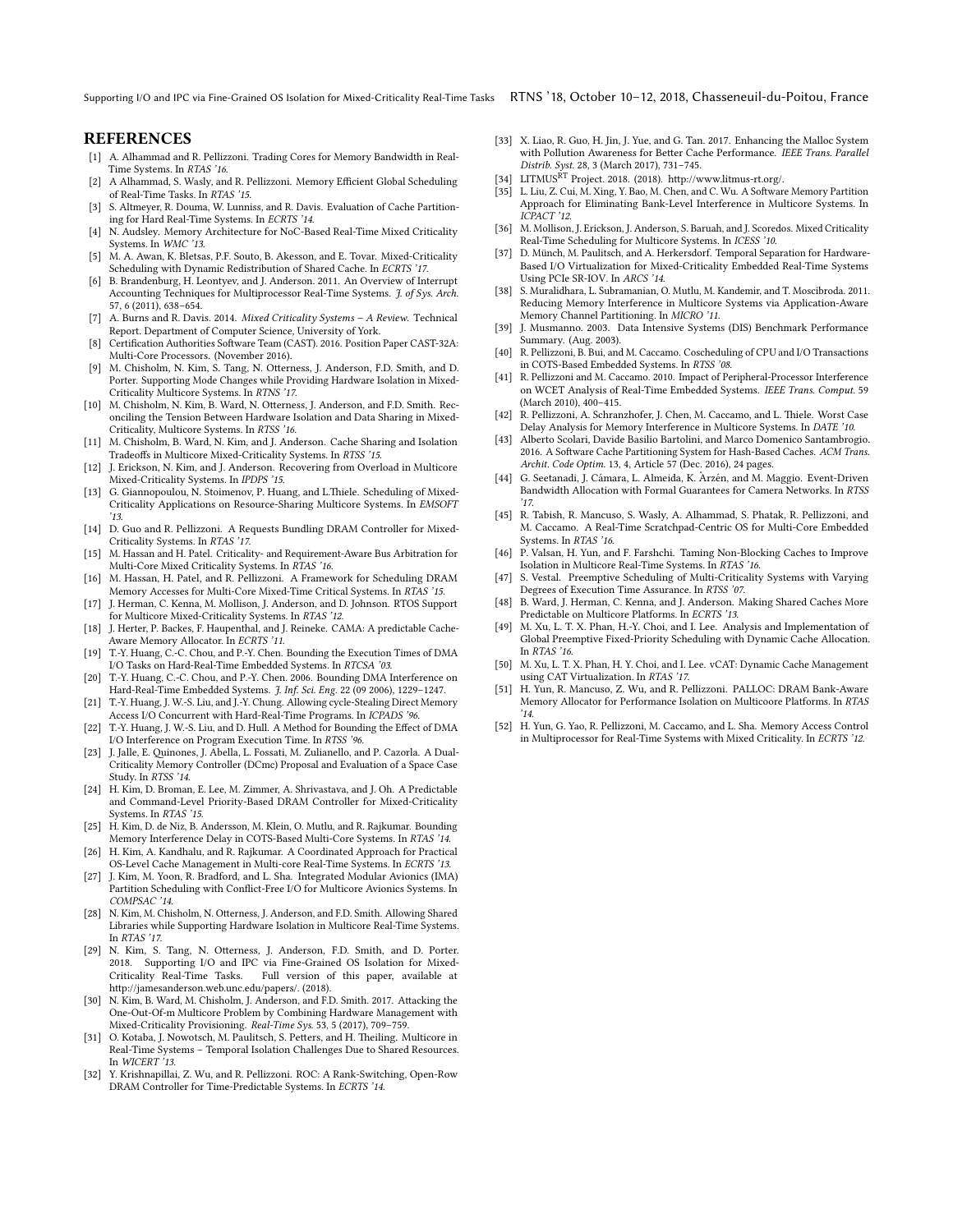## REFERENCES

[1] A. Alhammad and R. Pellizzoni. Trading Cores for Memory Bandwidth in Real-Time Systems. In *RTAS '16*.

[2] A Alhammad, S. Wasly, and R. Pellizzoni. Memory Efficient Global Scheduling of Real-Time Tasks. In *RTAS '15*.

[3] S. Altmeyer, R. Douma, W. Lunniss, and R. Davis. Evaluation of Cache Partitioning for Hard Real-Time Systems. In *ECRTS '14*.

[4] N. Audsley. Memory Architecture for NoC-Based Real-Time Mixed Criticality Systems. In *WMC '13*.

[5] M. A. Awan, K. Bletsas, P.F. Souto, B. Akesson, and E. Tovar. Mixed-Criticality Scheduling with Dynamic Redistribution of Shared Cache. In *ECRTS '17*.

[6] B. Brandenburg, H. Leontyev, and J. Anderson. 2011. An Overview of Interrupt Accounting Techniques for Multiprocessor Real-Time Systems. *J. of Sys. Arch.* 57, 6 (2011), 638–654.

[7] A. Burns and R. Davis. 2014. *Mixed Criticality Systems – A Review*. Technical Report. Department of Computer Science, University of York.

[8] Certification Authorities Software Team (CAST). 2016. Position Paper CAST-32A: Multi-Core Processors. (November 2016).

[9] M. Chisholm, N. Kim, S. Tang, N. Otterness, J. Anderson, F.D. Smith, and D. Porter. Supporting Mode Changes while Providing Hardware Isolation in Mixed-Criticality Multicore Systems. In *RTNS '17*.

[10] M. Chisholm, N. Kim, B. Ward, N. Otterness, J. Anderson, and F.D. Smith. Reconciling the Tension Between Hardware Isolation and Data Sharing in Mixed-Criticality, Multicore Systems. In *RTSS '16*.

[11] M. Chisholm, B. Ward, N. Kim, and J. Anderson. Cache Sharing and Isolation Tradeoffs in Multicore Mixed-Criticality Systems. In *RTSS '15*.

[12] J. Erickson, N. Kim, and J. Anderson. Recovering from Overload in Multicore Mixed-Criticality Systems. In *IPDPS '15*.

[13] G. Giannopoulou, N. Stoimenov, P. Huang, and L.Thiele. Scheduling of Mixed-Criticality Applications on Resource-Sharing Multicore Systems. In *EMSOFT '13*.

[14] D. Guo and R. Pellizzoni. A Requests Bundling DRAM Controller for Mixed-Criticality Systems. In *RTAS '17*.

[15] M. Hassan and H. Patel. Criticality- and Requirement-Aware Bus Arbitration for Multi-Core Mixed Criticality Systems. In *RTAS '16*.

[16] M. Hassan, H. Patel, and R. Pellizzoni. A Framework for Scheduling DRAM Memory Accesses for Multi-Core Mixed-Time Critical Systems. In *RTAS '15*.

[17] J. Herman, C. Kenna, M. Mollison, J. Anderson, and D. Johnson. RTOS Support for Multicore Mixed-Criticality Systems. In *RTAS '12*.

[18] J. Herter, P. Backes, F. Haupenthal, and J. Reineke. CAMA: A predictable Cache-Aware Memory Allocator. In *ECRTS '11*.

[19] T.-Y. Huang, C.-C. Chou, and P.-Y. Chen. Bounding the Execution Times of DMA I/O Tasks on Hard-Real-Time Embedded Systems. In *RTCSA '03*.

[20] T.-Y. Huang, C.-C. Chou, and P.-Y. Chen. 2006. Bounding DMA Interference on Hard-Real-Time Embedded Systems. *J. Inf. Sci. Eng.* 22 (09 2006), 1229–1247.

[21] T.-Y. Huang, J. W.-S. Liu, and J.-Y. Chung. Allowing cycle-Stealing Direct Memory Access I/O Concurrent with Hard-Real-Time Programs. In *ICPADS '96*.

[22] T.-Y. Huang, J. W.-S. Liu, and D. Hull. A Method for Bounding the Effect of DMA I/O Interference on Program Execution Time. In *RTSS '96*.

[23] J. Jalle, E. Quinones, J. Abella, L. Fossati, M. Zulianello, and P. Cazorla. A Dual-Criticality Memory Controller (DCmc) Proposal and Evaluation of a Space Case Study. In *RTSS '14*.

[24] H. Kim, D. Broman, E. Lee, M. Zimmer, A. Shrivastava, and J. Oh. A Predictable and Command-Level Priority-Based DRAM Controller for Mixed-Criticality Systems. In *RTAS '15*.

[25] H. Kim, D. de Niz, B. Andersson, M. Klein, O. Mutlu, and R. Rajkumar. Bounding Memory Interference Delay in COTS-Based Multi-Core Systems. In *RTAS '14*.

[26] H. Kim, A. Kandhalu, and R. Rajkumar. A Coordinated Approach for Practical OS-Level Cache Management in Multi-core Real-Time Systems. In *ECRTS '13*.

[27] J. Kim, M. Yoon, R. Bradford, and L. Sha. Integrated Modular Avionics (IMA) Partition Scheduling with Conflict-Free I/O for Multicore Avionics Systems. In *COMPSAC '14*.

[28] N. Kim, M. Chisholm, N. Otterness, J. Anderson, and F.D. Smith. Allowing Shared Libraries while Supporting Hardware Isolation in Multicore Real-Time Systems. In *RTAS '17*.

[29] N. Kim, S. Tang, N. Otterness, J. Anderson, F.D. Smith, and D. Porter. 2018. Supporting I/O and IPC via Fine-Grained OS Isolation for Mixed-Criticality Real-Time Tasks. Full version of this paper, available at http://jamesanderson.web.unc.edu/papers/. (2018).

[30] N. Kim, B. Ward, M. Chisholm, J. Anderson, and F.D. Smith. 2017. Attacking the One-Out-Of-m Multicore Problem by Combining Hardware Management with Mixed-Criticality Provisioning. *Real-Time Sys.* 53, 5 (2017), 709–759.

[31] O. Kotaba, J. Nowotsch, M. Paulitsch, S. Petters, and H. Theiling. Multicore in Real-Time Systems – Temporal Isolation Challenges Due to Shared Resources. In *WICERT '13*.

[32] Y. Krishnapillai, Z. Wu, and R. Pellizzoni. ROC: A Rank-Switching, Open-Row DRAM Controller for Time-Predictable Systems. In *ECRTS '14*.

[33] X. Liao, R. Guo, H. Jin, J. Yue, and G. Tan. 2017. Enhancing the Malloc System with Pollution Awareness for Better Cache Performance. *IEEE Trans. Parallel Distrib. Syst.* 28, 3 (March 2017), 731–745.

[34] LITMUS$^{RT}$ Project. 2018. (2018). http://www.litmus-rt.org/.

[35] L. Liu, Z. Cui, M. Xing, Y. Bao, M. Chen, and C. Wu. A Software Memory Partition Approach for Eliminating Bank-Level Interference in Multicore Systems. In *ICPACT '12*.

[36] M. Mollison, J. Erickson, J. Anderson, S. Baruah, and J. Scoredos. Mixed Criticality Real-Time Scheduling for Multicore Systems. In *ICESS '10*.

[37] D. Münch, M. Paulitsch, and A. Herkersdorf. Temporal Separation for Hardware-Based I/O Virtualization for Mixed-Criticality Embedded Real-Time Systems Using PCIe SR-IOV. In *ARCS '14*.

[38] S. Muralidhara, L. Subramanian, O. Mutlu, M. Kandemir, and T. Moscibroda. 2011. Reducing Memory Interference in Multicore Systems via Application-Aware Memory Channel Partitioning. In *MICRO '11*.

[39] J. Musmanno. 2003. Data Intensive Systems (DIS) Benchmark Performance Summary. (Aug. 2003).

[40] R. Pellizzoni, B. Bui, and M. Caccamo. Coscheduling of CPU and I/O Transactions in COTS-Based Embedded Systems. In *RTSS '08*.

[41] R. Pellizzoni and M. Caccamo. 2010. Impact of Peripheral-Processor Interference on WCET Analysis of Real-Time Embedded Systems. *IEEE Trans. Comput.* 59 (March 2010), 400–415.

[42] R. Pellizzoni, A. Schranzhofer, J. Chen, M. Caccamo, and L. Thiele. Worst Case Delay Analysis for Memory Interference in Multicore Systems. In *DATE '10*.

[43] Alberto Scolari, Davide Basilio Bartolini, and Marco Domenico Santambrogio. 2016. A Software Cache Partitioning System for Hash-Based Caches. *ACM Trans. Archit. Code Optim.* 13, 4, Article 57 (Dec. 2016), 24 pages.

[44] G. Seetanadi, J. Cámara, L. Almeida, K. Årzén, and M. Maggio. Event-Driven Bandwidth Allocation with Formal Guarantees for Camera Networks. In *RTSS '17*.

[45] R. Tabish, R. Mancuso, S. Wasly, A. Alhammad, S. Phatak, R. Pellizzoni, and M. Caccamo. A Real-Time Scratchpad-Centric OS for Multi-Core Embedded Systems. In *RTAS '16*.

[46] P. Valsan, H. Yun, and F. Farshchi. Taming Non-Blocking Caches to Improve Isolation in Multicore Real-Time Systems. In *RTAS '16*.

[47] S. Vestal. Preemptive Scheduling of Multi-Criticality Systems with Varying Degrees of Execution Time Assurance. In *RTSS '07*.

[48] B. Ward, J. Herman, C. Kenna, and J. Anderson. Making Shared Caches More Predictable on Multicore Platforms. In *ECRTS '13*.

[49] M. Xu, L. T. X. Phan, H.-Y. Choi, and I. Lee. Analysis and Implementation of Global Preemptive Fixed-Priority Scheduling with Dynamic Cache Allocation. In *RTAS '16*.

[50] M. Xu, L. T. X. Phan, H. Y. Choi, and I. Lee. vCAT: Dynamic Cache Management using CAT Virtualization. In *RTAS '17*.

[51] H. Yun, R. Mancuso, Z. Wu, and R. Pellizzoni. PALLOC: DRAM Bank-Aware Memory Allocator for Performance Isolation on Multicoore Platforms. In *RTAS '14*.

[52] H. Yun, G. Yao, R. Pellizzoni, M. Caccamo, and L. Sha. Memory Access Control in Multiprocessor for Real-Time Systems with Mixed Criticality. In *ECRTS '12*.